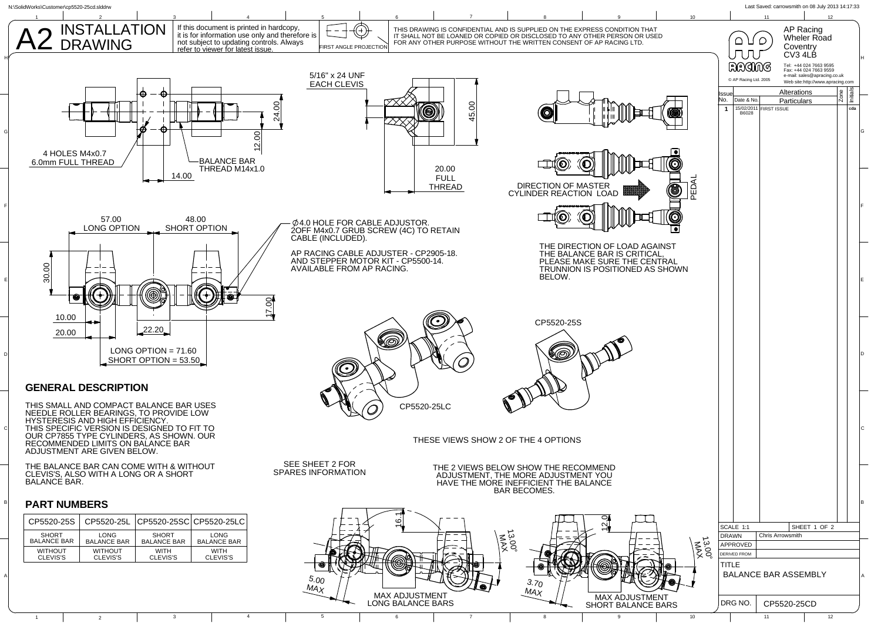# A2 INSTALLATION DRAWING

If this document is printed in hardcopy, it is for information use only and therefore is not subject to updating controls. Always refer to viewer for latest issue.

FIRST ANGLE PROJECTION

THIS DRAWING IS CONFIDENTIAL AND IS SUPPLIED ON THE EXPRESS CONDITION THAT IT SHALL NOT BE LOANED OR COPIED OR DISCLOSED TO ANY OTHER PERSON OR USED FOR ANY OTHER PURPOSE WITHOUT THE WRITTEN CONSENT OF AP RACING LTD.

AP Racing
Wheler Road
Coventry
CV3 4LB

Tel: +44 024 7663 9595
Fax: +44 024 7663 9559
e-mail: sales@apracing.co.uk
Web site:http://www.apracing.com

© AP Racing Ltd. 2005

| Issue No. | Date & No. | Alterations Particulars | Zone | Initials |
|---|---|---|---|---|
| 1 | 15/02/2011 B6028 | FIRST ISSUE | | cda |

4 HOLES M4x0.7
6.0mm FULL THREAD

BALANCE BAR
THREAD M14x1.0

24.00
12.00
14.00

5/16" x 24 UNF
EACH CLEVIS

45.00

20.00
FULL
THREAD

DIRECTION OF MASTER CYLINDER REACTION LOAD

PEDAL

57.00
LONG OPTION

48.00
SHORT OPTION

30.00
17.00
10.00
20.00
22.20

LONG OPTION = 71.60
SHORT OPTION = 53.50

$\varnothing$4.0 HOLE FOR CABLE ADJUSTOR.
2OFF M4x0.7 GRUB SCREW (4C) TO RETAIN CABLE (INCLUDED).

AP RACING CABLE ADJUSTER - CP2905-18.
AND STEPPER MOTOR KIT - CP5500-14.
AVAILABLE FROM AP RACING.

THE DIRECTION OF LOAD AGAINST THE BALANCE BAR IS CRITICAL, PLEASE MAKE SURE THE CENTRAL TRUNNION IS POSITIONED AS SHOWN BELOW.

CP5520-25S

CP5520-25LC

THESE VIEWS SHOW 2 OF THE 4 OPTIONS

## GENERAL DESCRIPTION

THIS SMALL AND COMPACT BALANCE BAR USES NEEDLE ROLLER BEARINGS, TO PROVIDE LOW HYSTERESIS AND HIGH EFFICIENCY.
THIS SPECIFIC VERSION IS DESIGNED TO FIT TO OUR CP7855 TYPE CYLINDERS, AS SHOWN. OUR RECOMMENDED LIMITS ON BALANCE BAR ADJUSTMENT ARE GIVEN BELOW.

THE BALANCE BAR CAN COME WITH & WITHOUT CLEVIS'S, ALSO WITH A LONG OR A SHORT BALANCE BAR.

SEE SHEET 2 FOR SPARES INFORMATION

THE 2 VIEWS BELOW SHOW THE RECOMMEND ADJUSTMENT, THE MORE ADJUSTMENT YOU HAVE THE MORE INEFFICIENT THE BALANCE BAR BECOMES.

## PART NUMBERS

| CP5520-25S | CP5520-25L | CP5520-25SC | CP5520-25LC |
|---|---|---|---|
| SHORT BALANCE BAR | LONG BALANCE BAR | SHORT BALANCE BAR | LONG BALANCE BAR |
| WITHOUT CLEVIS'S | WITHOUT CLEVIS'S | WITH CLEVIS'S | WITH CLEVIS'S |

16.1
13.00° MAX
5.00 MAX
MAX ADJUSTMENT
LONG BALANCE BARS

12.0
13.00° MAX
3.70 MAX
MAX ADJUSTMENT
SHORT BALANCE BARS

| | |
|---|---|
| SCALE 1:1 | SHEET 1 OF 2 |
| DRAWN | Chris Arrowsmith |
| APPROVED | |
| DERIVED FROM | |
| TITLE | BALANCE BAR ASSEMBLY |
| DRG NO. | CP5520-25CD |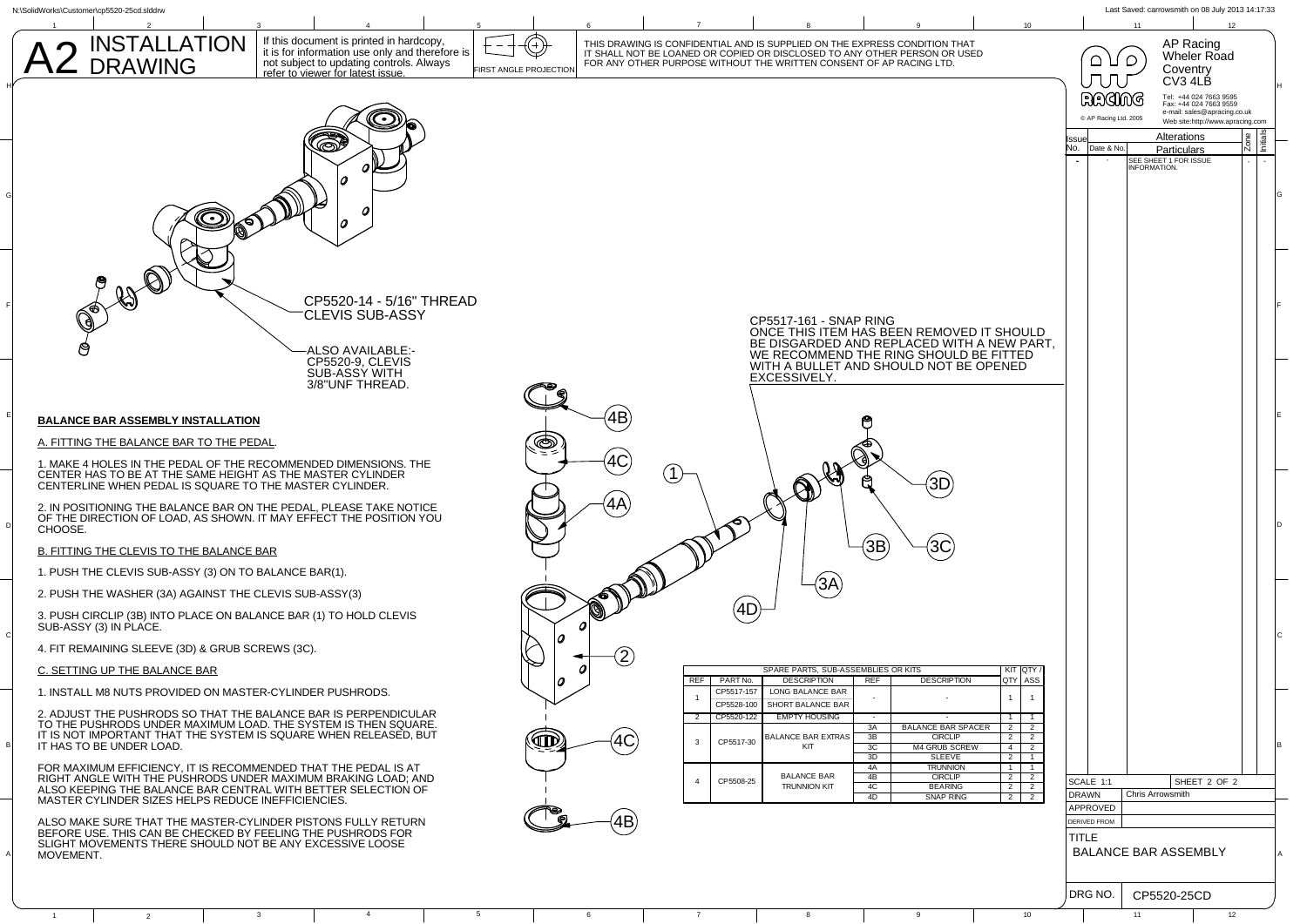# A2 INSTALLATION DRAWING

If this document is printed in hardcopy, it is for information use only and therefore is not subject to updating controls. Always refer to viewer for latest issue.

FIRST ANGLE PROJECTION

THIS DRAWING IS CONFIDENTIAL AND IS SUPPLIED ON THE EXPRESS CONDITION THAT IT SHALL NOT BE LOANED OR COPIED OR DISCLOSED TO ANY OTHER PERSON OR USED FOR ANY OTHER PURPOSE WITHOUT THE WRITTEN CONSENT OF AP RACING LTD.

AP Racing
Wheler Road
Coventry
CV3 4LB

Tel: +44 024 7663 9595
Fax: +44 024 7663 9559
e-mail: sales@apracing.co.uk
Web site:http://www.apracing.com

© AP Racing Ltd. 2005

| Issue No. | Date & No. | Alterations Particulars | Zone | Initials |
|---|---|---|---|---|
| - | - | SEE SHEET 1 FOR ISSUE INFORMATION. | - | - |

CP5520-14 - 5/16" THREAD CLEVIS SUB-ASSY

ALSO AVAILABLE:- CP5520-9, CLEVIS SUB-ASSY WITH 3/8"UNF THREAD.

CP5517-161 - SNAP RING
ONCE THIS ITEM HAS BEEN REMOVED IT SHOULD BE DISGARDED AND REPLACED WITH A NEW PART, WE RECOMMEND THE RING SHOULD BE FITTED WITH A BULLET AND SHOULD NOT BE OPENED EXCESSIVELY.

4B
4C
4A
1
3D
3B
3C
3A
4D
2
4C
4B

## BALANCE BAR ASSEMBLY INSTALLATION

A. FITTING THE BALANCE BAR TO THE PEDAL.

1. MAKE 4 HOLES IN THE PEDAL OF THE RECOMMENDED DIMENSIONS. THE CENTER HAS TO BE AT THE SAME HEIGHT AS THE MASTER CYLINDER CENTERLINE WHEN PEDAL IS SQUARE TO THE MASTER CYLINDER.

2. IN POSITIONING THE BALANCE BAR ON THE PEDAL, PLEASE TAKE NOTICE OF THE DIRECTION OF LOAD, AS SHOWN. IT MAY EFFECT THE POSITION YOU CHOOSE.

B. FITTING THE CLEVIS TO THE BALANCE BAR

1. PUSH THE CLEVIS SUB-ASSY (3) ON TO BALANCE BAR(1).

2. PUSH THE WASHER (3A) AGAINST THE CLEVIS SUB-ASSY(3)

3. PUSH CIRCLIP (3B) INTO PLACE ON BALANCE BAR (1) TO HOLD CLEVIS SUB-ASSY (3) IN PLACE.

4. FIT REMAINING SLEEVE (3D) & GRUB SCREWS (3C).

C. SETTING UP THE BALANCE BAR

1. INSTALL M8 NUTS PROVIDED ON MASTER-CYLINDER PUSHRODS.

2. ADJUST THE PUSHRODS SO THAT THE BALANCE BAR IS PERPENDICULAR TO THE PUSHRODS UNDER MAXIMUM LOAD. THE SYSTEM IS THEN SQUARE. IT IS NOT IMPORTANT THAT THE SYSTEM IS SQUARE WHEN RELEASED, BUT IT HAS TO BE UNDER LOAD.

FOR MAXIMUM EFFICIENCY, IT IS RECOMMENDED THAT THE PEDAL IS AT RIGHT ANGLE WITH THE PUSHRODS UNDER MAXIMUM BRAKING LOAD; AND ALSO KEEPING THE BALANCE BAR CENTRAL WITH BETTER SELECTION OF MASTER CYLINDER SIZES HELPS REDUCE INEFFICIENCIES.

ALSO MAKE SURE THAT THE MASTER-CYLINDER PISTONS FULLY RETURN BEFORE USE. THIS CAN BE CHECKED BY FEELING THE PUSHRODS FOR SLIGHT MOVEMENTS THERE SHOULD NOT BE ANY EXCESSIVE LOOSE MOVEMENT.

| SPARE PARTS, SUB-ASSEMBLIES OR KITS | | | | | KIT | QTY / |
|---|---|---|---|---|---|---|
| REF | PART No. | DESCRIPTION | REF | DESCRIPTION | QTY | ASS |
| 1 | CP5517-157 | LONG BALANCE BAR | - | - | 1 | 1 |
| | CP5528-100 | SHORT BALANCE BAR | | | | |
| 2 | CP5520-122 | EMPTY HOUSING | - | - | 1 | 1 |
| 3 | CP5517-30 | BALANCE BAR EXTRAS KIT | 3A | BALANCE BAR SPACER | 2 | 2 |
| | | | 3B | CIRCLIP | 2 | 2 |
| | | | 3C | M4 GRUB SCREW | 4 | 2 |
| | | | 3D | SLEEVE | 2 | 1 |
| 4 | CP5508-25 | BALANCE BAR TRUNNION KIT | 4A | TRUNNION | 1 | 1 |
| | | | 4B | CIRCLIP | 2 | 2 |
| | | | 4C | BEARING | 2 | 2 |
| | | | 4D | SNAP RING | 2 | 2 |

| | |
|---|---|
| SCALE 1:1 | SHEET 2 OF 2 |
| DRAWN | Chris Arrowsmith |
| APPROVED | |
| DERIVED FROM | |
| TITLE | BALANCE BAR ASSEMBLY |
| DRG NO. | CP5520-25CD |